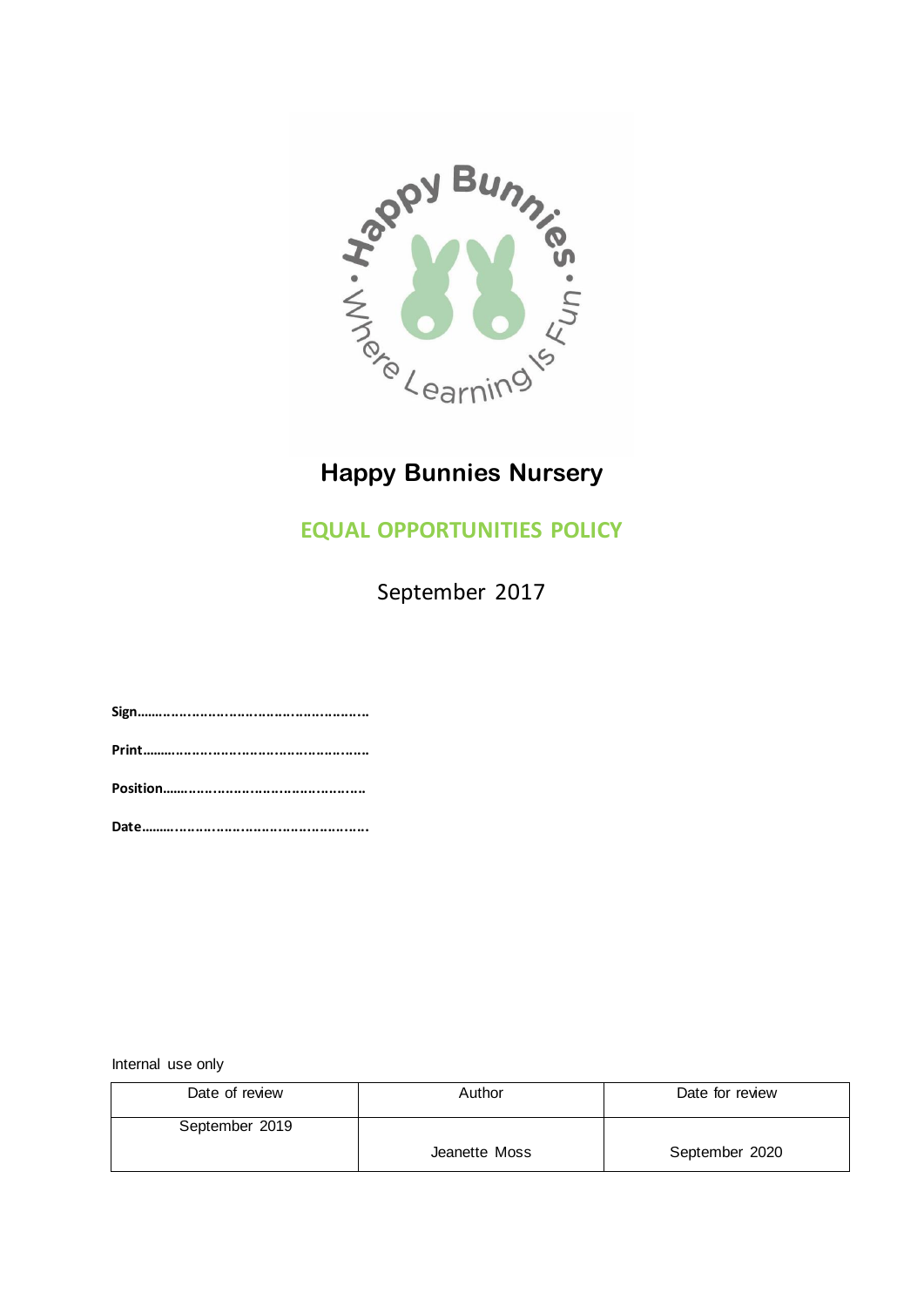# Happy Bunnies Nursery

## EQUAL OPPORTUNITIES POLICY

September 2017

**Sign**…………………………………………………

**Print**…………………………………………………

**Position**……………………………………………

**Date**…………………………………………………

Internal use only

| Date of review | Author | Date for review |
| --- | --- | --- |
| September 2019 | Jeanette Moss | September 2020 |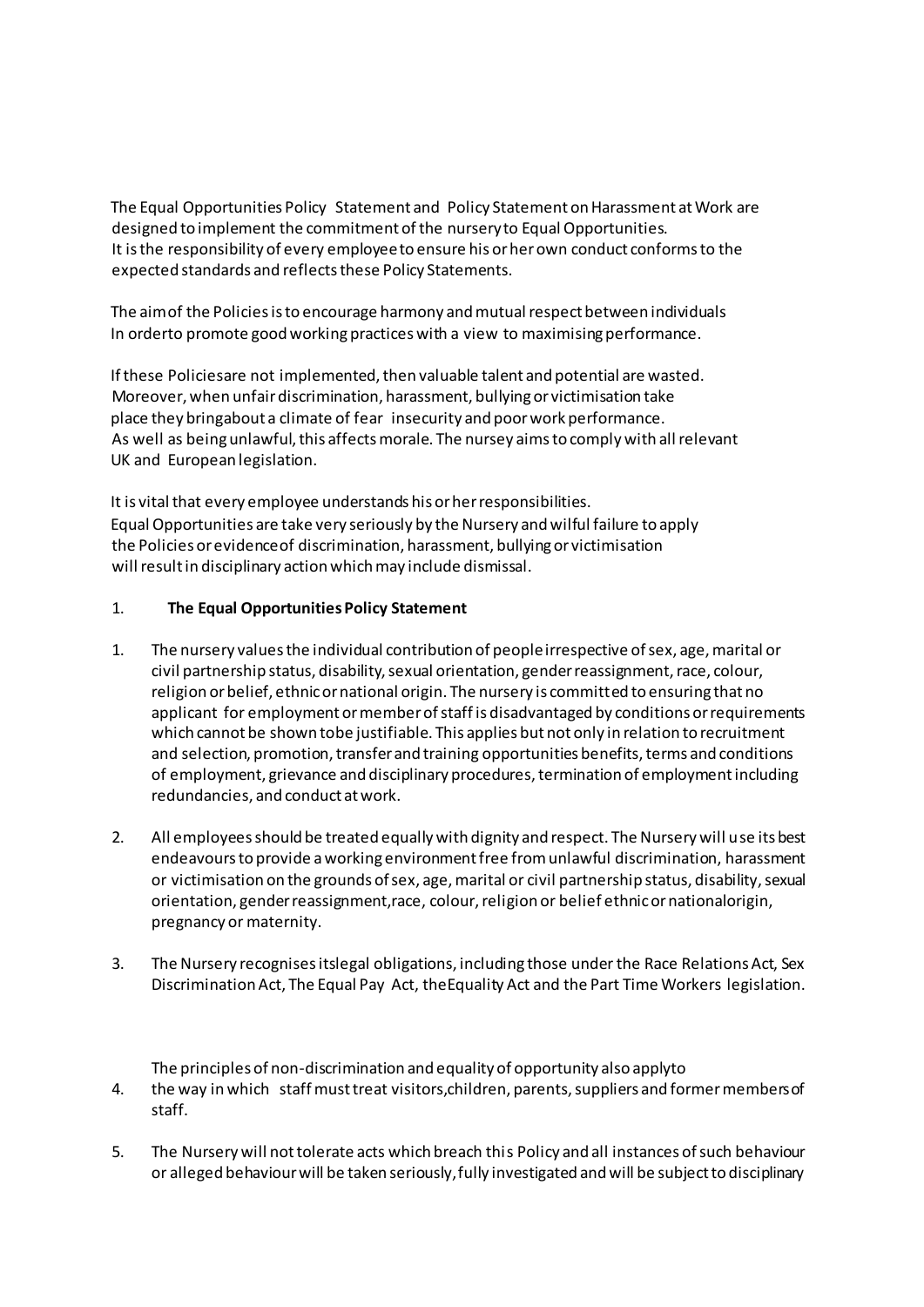The Equal Opportunities Policy Statement and Policy Statement on Harassment at Work are designed to implement the commitment of the nursery to Equal Opportunities. It is the responsibility of every employee to ensure his or her own conduct conforms to the expected standards and reflects these Policy Statements.

The aim of the Policies is to encourage harmony and mutual respect between individuals In orderto promote good working practices with a view to maximising performance.

If these Policiesare not implemented, then valuable talent and potential are wasted. Moreover, when unfair discrimination, harassment, bullying or victimisation take place they bringabout a climate of fear insecurity and poor work performance. As well as being unlawful, this affects morale. The nursey aims to comply with all relevant UK and European legislation.

It is vital that every employee understands his or her responsibilities. Equal Opportunities are take very seriously by the Nursery and wilful failure to apply the Policies or evidenceof discrimination, harassment, bullying or victimisation will result in disciplinary action which may include dismissal.

## 1. The Equal Opportunities Policy Statement

1. The nursery values the individual contribution of people irrespective of sex, age, marital or civil partnership status, disability, sexual orientation, gender reassignment, race, colour, religion or belief, ethnic or national origin. The nursery is committed to ensuring that no applicant for employment or member of staff is disadvantaged by conditions or requirements which cannot be shown tobe justifiable. This applies but not only in relation to recruitment and selection, promotion, transfer and training opportunities benefits, terms and conditions of employment, grievance and disciplinary procedures, termination of employment including redundancies, and conduct at work.

2. All employees should be treated equally with dignity and respect. The Nursery will use its best endeavours to provide a working environment free from unlawful discrimination, harassment or victimisation on the grounds of sex, age, marital or civil partnership status, disability, sexual orientation, gender reassignment,race, colour, religion or belief ethnic or nationalorigin, pregnancy or maternity.

3. The Nursery recognises itslegal obligations, including those under the Race Relations Act, Sex Discrimination Act, The Equal Pay Act, theEquality Act and the Part Time Workers legislation.

4. The principles of non-discrimination and equality of opportunity also applyto the way in which staff must treat visitors,children, parents, suppliers and former membersof staff.

5. The Nursery will not tolerate acts which breach this Policy and all instances of such behaviour or alleged behaviour will be taken seriously, fully investigated and will be subject to disciplinary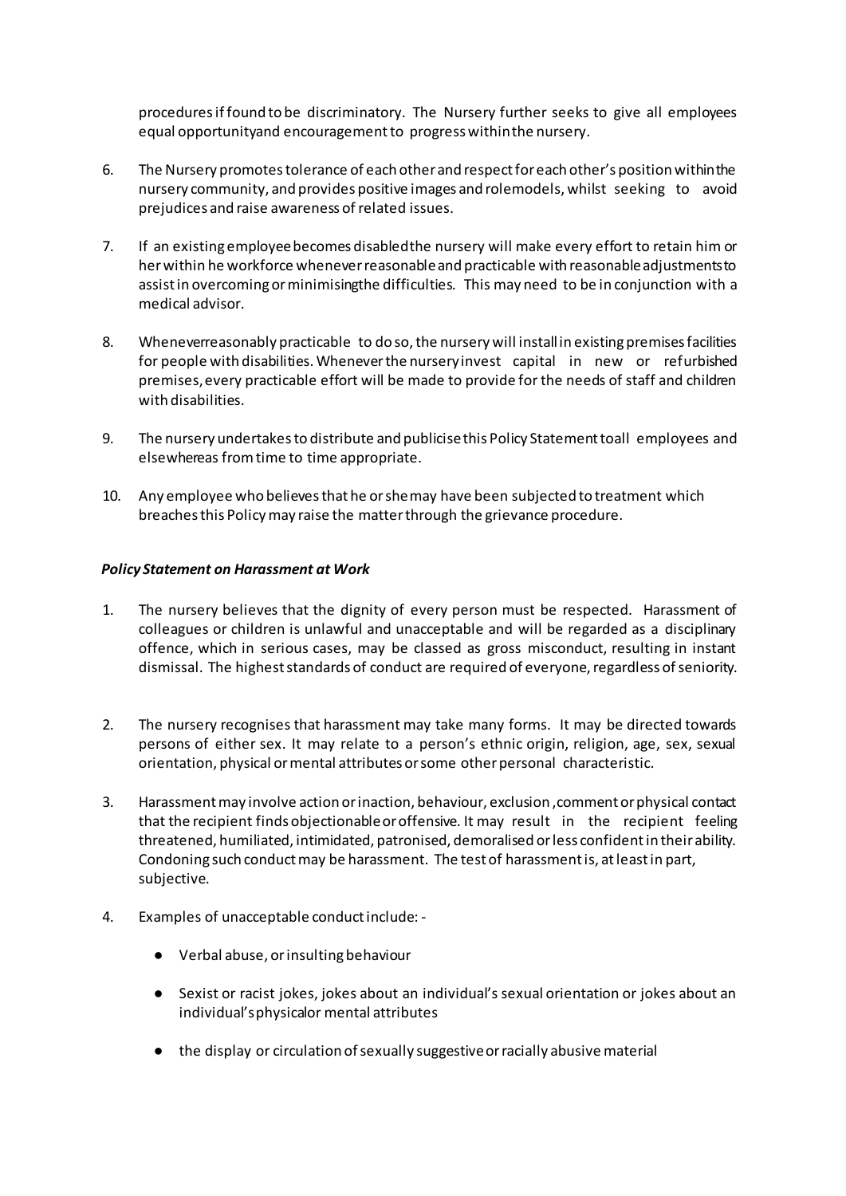procedures if found to be discriminatory. The Nursery further seeks to give all employees equal opportunityand encouragement to progress within the nursery.

6. The Nursery promotes tolerance of each other and respect for each other's position within the nursery community, and provides positive images and rolemodels, whilst seeking to avoid prejudices and raise awareness of related issues.

7. If an existing employee becomes disabledthe nursery will make every effort to retain him or her within he workforce whenever reasonable and practicable with reasonable adjustments to assist in overcoming or minimisingthe difficulties. This may need to be in conjunction with a medical advisor.

8. Wheneverreasonably practicable to do so, the nursery will install in existing premises facilities for people with disabilities. Whenever the nursery invest capital in new or refurbished premises, every practicable effort will be made to provide for the needs of staff and children with disabilities.

9. The nursery undertakes to distribute and publicise this Policy Statement toall employees and elsewhereas from time to time appropriate.

10. Any employee who believes that he or she may have been subjected to treatment which breaches this Policy may raise the matter through the grievance procedure.

***Policy Statement on Harassment at Work***

1. The nursery believes that the dignity of every person must be respected. Harassment of colleagues or children is unlawful and unacceptable and will be regarded as a disciplinary offence, which in serious cases, may be classed as gross misconduct, resulting in instant dismissal. The highest standards of conduct are required of everyone, regardless of seniority.

2. The nursery recognises that harassment may take many forms. It may be directed towards persons of either sex. It may relate to a person's ethnic origin, religion, age, sex, sexual orientation, physical or mental attributes or some other personal characteristic.

3. Harassment may involve action or inaction, behaviour, exclusion ,comment or physical contact that the recipient finds objectionable or offensive. It may result in the recipient feeling threatened, humiliated, intimidated, patronised, demoralised or less confident in their ability. Condoning such conduct may be harassment. The test of harassment is, at least in part, subjective.

4. Examples of unacceptable conduct include: -

   - Verbal abuse, or insulting behaviour

   - Sexist or racist jokes, jokes about an individual's sexual orientation or jokes about an individual's physicalor mental attributes

   - the display or circulation of sexually suggestive or racially abusive material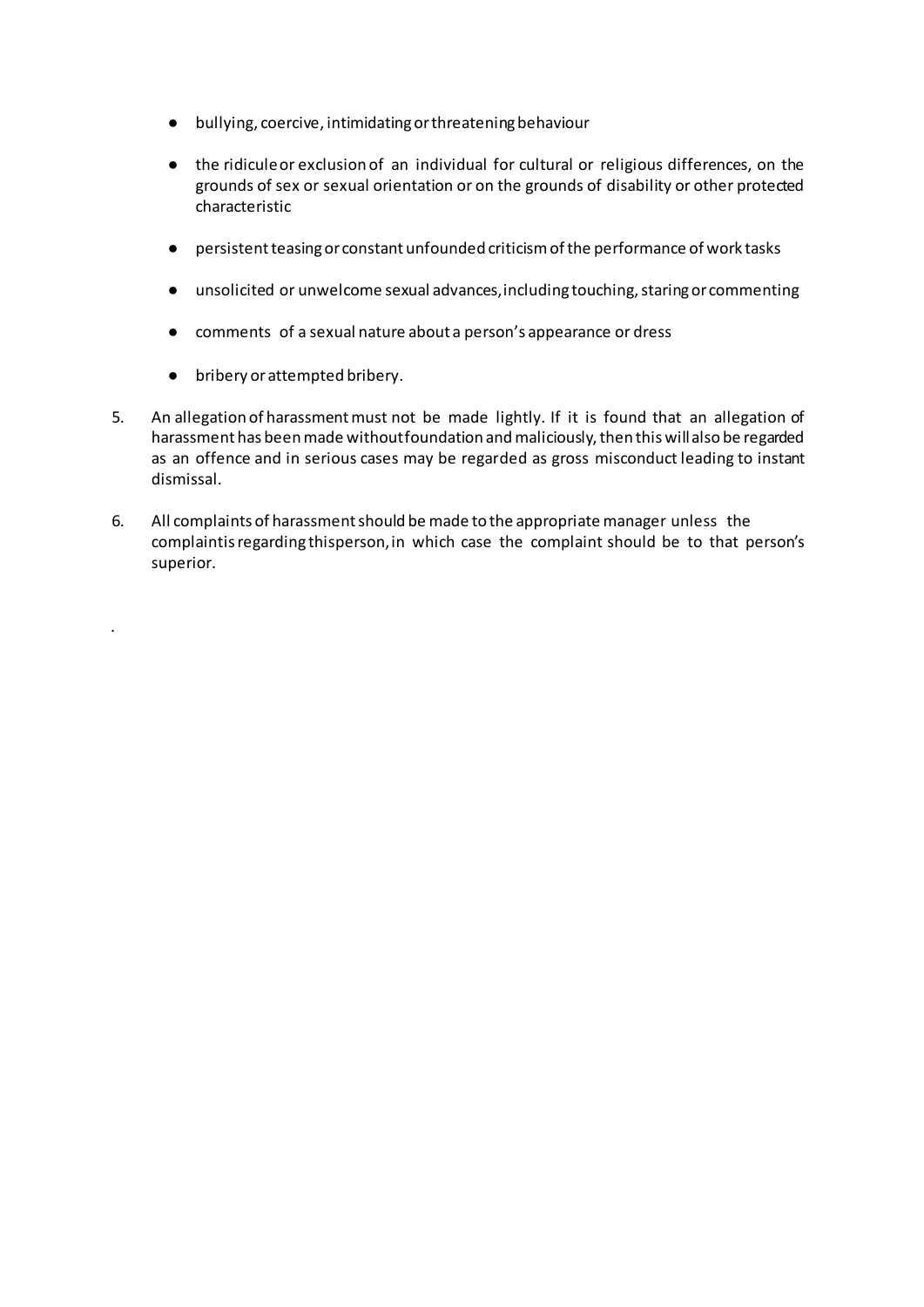- bullying, coercive, intimidating or threatening behaviour
- the ridicule or exclusion of an individual for cultural or religious differences, on the grounds of sex or sexual orientation or on the grounds of disability or other protected characteristic
- persistent teasing or constant unfounded criticism of the performance of work tasks
- unsolicited or unwelcome sexual advances, including touching, staring or commenting
- comments of a sexual nature about a person's appearance or dress
- bribery or attempted bribery.

5. An allegation of harassment must not be made lightly. If it is found that an allegation of harassment has been made without foundation and maliciously, then this will also be regarded as an offence and in serious cases may be regarded as gross misconduct leading to instant dismissal.

6. All complaints of harassment should be made to the appropriate manager unless the complaint is regarding this person, in which case the complaint should be to that person's superior.

.